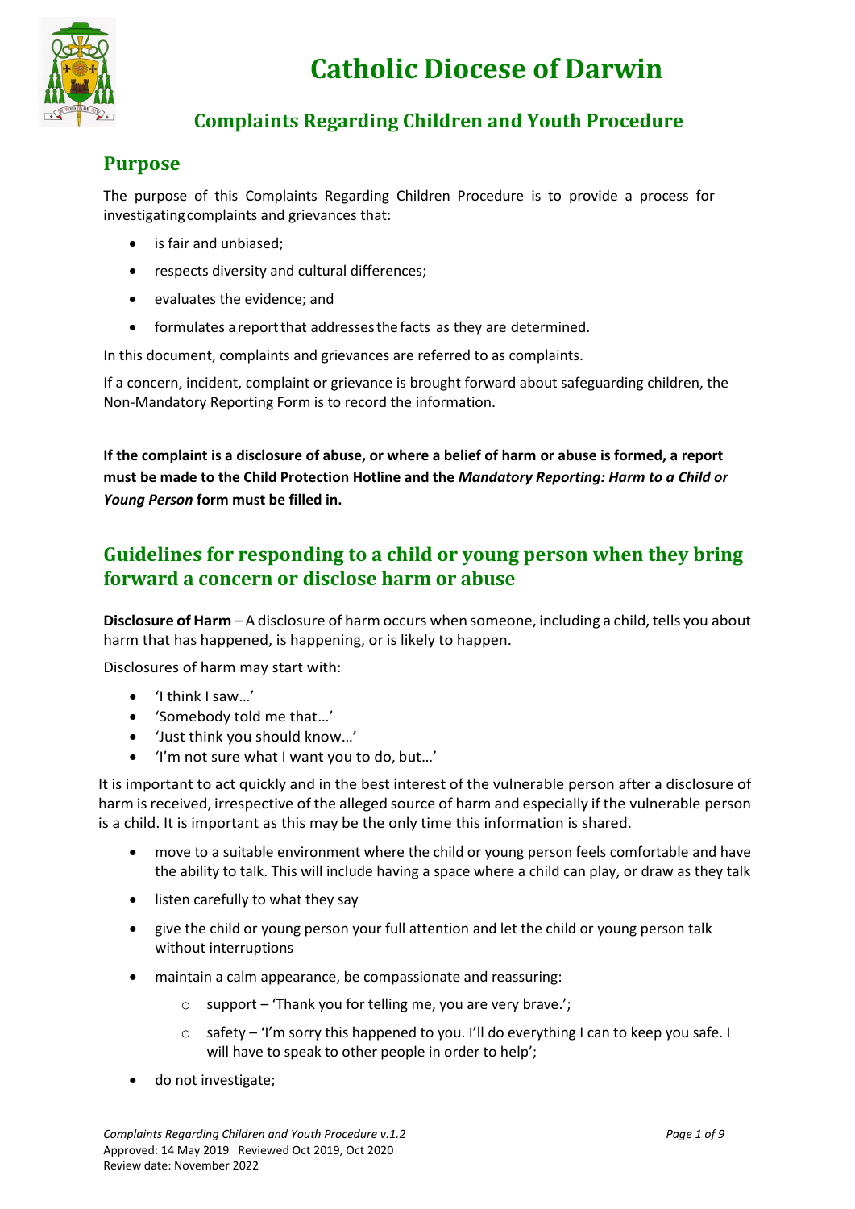# Catholic Diocese of Darwin

## Complaints Regarding Children and Youth Procedure

## Purpose

The purpose of this Complaints Regarding Children Procedure is to provide a process for investigating complaints and grievances that:

- is fair and unbiased;
- respects diversity and cultural differences;
- evaluates the evidence; and
- formulates a report that addresses the facts as they are determined.

In this document, complaints and grievances are referred to as complaints.

If a concern, incident, complaint or grievance is brought forward about safeguarding children, the Non-Mandatory Reporting Form is to record the information.

**If the complaint is a disclosure of abuse, or where a belief of harm or abuse is formed, a report must be made to the Child Protection Hotline and the *Mandatory Reporting: Harm to a Child or Young Person* form must be filled in.**

## Guidelines for responding to a child or young person when they bring forward a concern or disclose harm or abuse

**Disclosure of Harm** – A disclosure of harm occurs when someone, including a child, tells you about harm that has happened, is happening, or is likely to happen.

Disclosures of harm may start with:

- 'I think I saw…'
- 'Somebody told me that…'
- 'Just think you should know…'
- 'I'm not sure what I want you to do, but…'

It is important to act quickly and in the best interest of the vulnerable person after a disclosure of harm is received, irrespective of the alleged source of harm and especially if the vulnerable person is a child. It is important as this may be the only time this information is shared.

- move to a suitable environment where the child or young person feels comfortable and have the ability to talk. This will include having a space where a child can play, or draw as they talk
- listen carefully to what they say
- give the child or young person your full attention and let the child or young person talk without interruptions
- maintain a calm appearance, be compassionate and reassuring:
  - support – 'Thank you for telling me, you are very brave.';
  - safety – 'I'm sorry this happened to you. I'll do everything I can to keep you safe. I will have to speak to other people in order to help';
- do not investigate;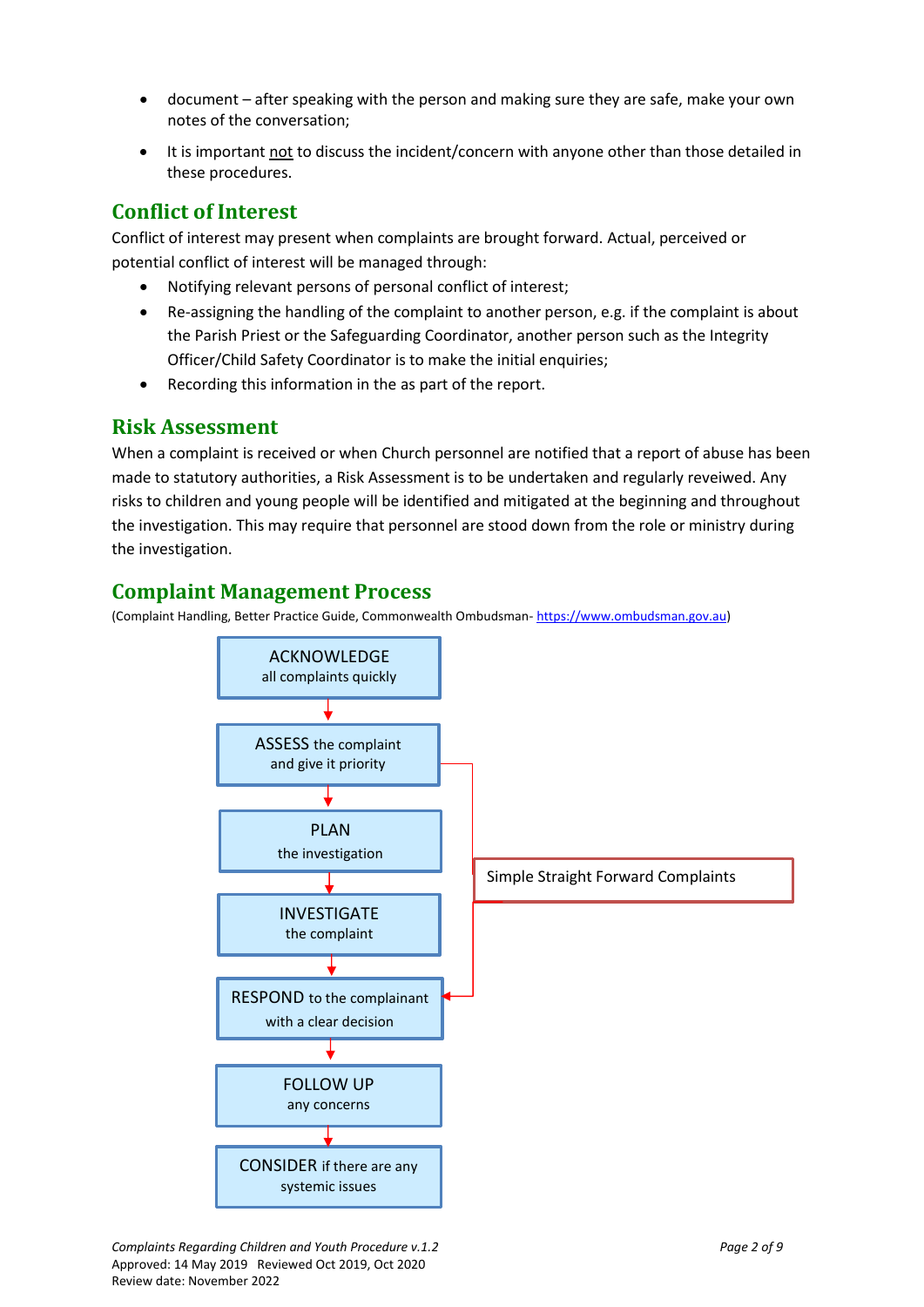- document – after speaking with the person and making sure they are safe, make your own notes of the conversation;
- It is important not to discuss the incident/concern with anyone other than those detailed in these procedures.

## Conflict of Interest

Conflict of interest may present when complaints are brought forward. Actual, perceived or potential conflict of interest will be managed through:

- Notifying relevant persons of personal conflict of interest;
- Re-assigning the handling of the complaint to another person, e.g. if the complaint is about the Parish Priest or the Safeguarding Coordinator, another person such as the Integrity Officer/Child Safety Coordinator is to make the initial enquiries;
- Recording this information in the as part of the report.

## Risk Assessment

When a complaint is received or when Church personnel are notified that a report of abuse has been made to statutory authorities, a Risk Assessment is to be undertaken and regularly reveiwed. Any risks to children and young people will be identified and mitigated at the beginning and throughout the investigation. This may require that personnel are stood down from the role or ministry during the investigation.

## Complaint Management Process

(Complaint Handling, Better Practice Guide, Commonwealth Ombudsman- https://www.ombudsman.gov.au)

ACKNOWLEDGE all complaints quickly

↓

ASSESS the complaint and give it priority

↓

PLAN the investigation

↓

INVESTIGATE the complaint

↓

RESPOND to the complainant with a clear decision

↓

FOLLOW UP any concerns

↓

CONSIDER if there are any systemic issues

Simple Straight Forward Complaints (ASSESS → RESPOND)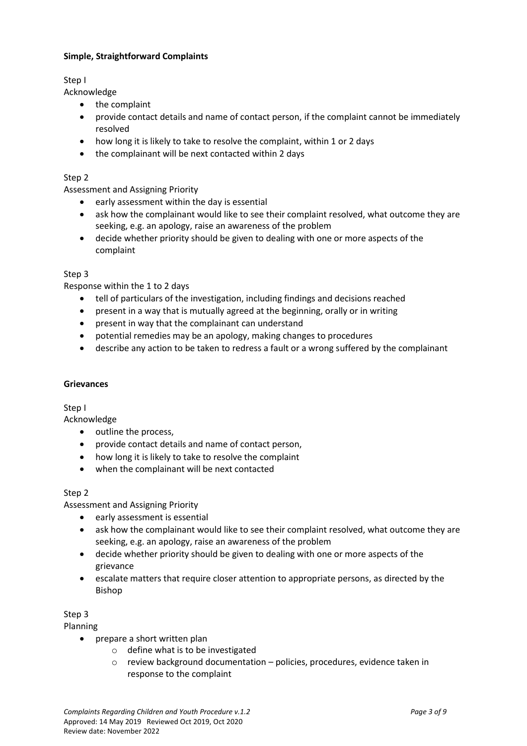**Simple, Straightforward Complaints**

Step I

Acknowledge

- the complaint
- provide contact details and name of contact person, if the complaint cannot be immediately resolved
- how long it is likely to take to resolve the complaint, within 1 or 2 days
- the complainant will be next contacted within 2 days

Step 2

Assessment and Assigning Priority

- early assessment within the day is essential
- ask how the complainant would like to see their complaint resolved, what outcome they are seeking, e.g. an apology, raise an awareness of the problem
- decide whether priority should be given to dealing with one or more aspects of the complaint

Step 3

Response within the 1 to 2 days

- tell of particulars of the investigation, including findings and decisions reached
- present in a way that is mutually agreed at the beginning, orally or in writing
- present in way that the complainant can understand
- potential remedies may be an apology, making changes to procedures
- describe any action to be taken to redress a fault or a wrong suffered by the complainant

**Grievances**

Step I

Acknowledge

- outline the process,
- provide contact details and name of contact person,
- how long it is likely to take to resolve the complaint
- when the complainant will be next contacted

Step 2

Assessment and Assigning Priority

- early assessment is essential
- ask how the complainant would like to see their complaint resolved, what outcome they are seeking, e.g. an apology, raise an awareness of the problem
- decide whether priority should be given to dealing with one or more aspects of the grievance
- escalate matters that require closer attention to appropriate persons, as directed by the Bishop

Step 3

Planning

- prepare a short written plan
  - define what is to be investigated
  - review background documentation – policies, procedures, evidence taken in response to the complaint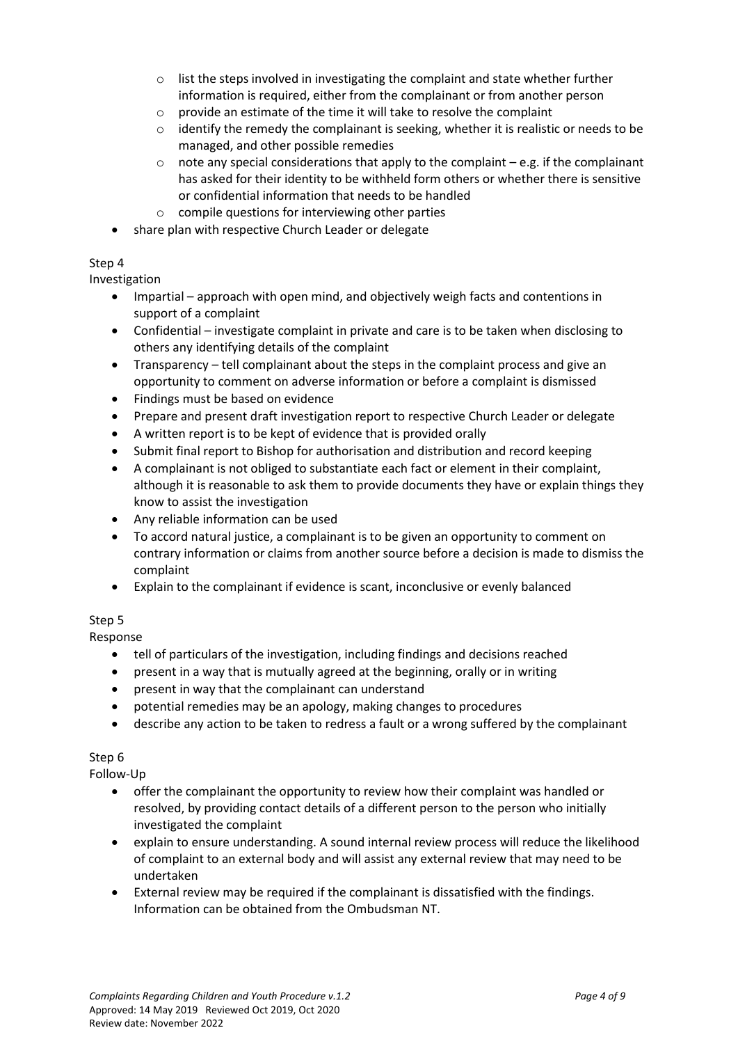- list the steps involved in investigating the complaint and state whether further information is required, either from the complainant or from another person
    - provide an estimate of the time it will take to resolve the complaint
    - identify the remedy the complainant is seeking, whether it is realistic or needs to be managed, and other possible remedies
    - note any special considerations that apply to the complaint – e.g. if the complainant has asked for their identity to be withheld form others or whether there is sensitive or confidential information that needs to be handled
    - compile questions for interviewing other parties
- share plan with respective Church Leader or delegate

Step 4

Investigation

- Impartial – approach with open mind, and objectively weigh facts and contentions in support of a complaint
- Confidential – investigate complaint in private and care is to be taken when disclosing to others any identifying details of the complaint
- Transparency – tell complainant about the steps in the complaint process and give an opportunity to comment on adverse information or before a complaint is dismissed
- Findings must be based on evidence
- Prepare and present draft investigation report to respective Church Leader or delegate
- A written report is to be kept of evidence that is provided orally
- Submit final report to Bishop for authorisation and distribution and record keeping
- A complainant is not obliged to substantiate each fact or element in their complaint, although it is reasonable to ask them to provide documents they have or explain things they know to assist the investigation
- Any reliable information can be used
- To accord natural justice, a complainant is to be given an opportunity to comment on contrary information or claims from another source before a decision is made to dismiss the complaint
- Explain to the complainant if evidence is scant, inconclusive or evenly balanced

Step 5

Response

- tell of particulars of the investigation, including findings and decisions reached
- present in a way that is mutually agreed at the beginning, orally or in writing
- present in way that the complainant can understand
- potential remedies may be an apology, making changes to procedures
- describe any action to be taken to redress a fault or a wrong suffered by the complainant

Step 6

Follow-Up

- offer the complainant the opportunity to review how their complaint was handled or resolved, by providing contact details of a different person to the person who initially investigated the complaint
- explain to ensure understanding. A sound internal review process will reduce the likelihood of complaint to an external body and will assist any external review that may need to be undertaken
- External review may be required if the complainant is dissatisfied with the findings. Information can be obtained from the Ombudsman NT.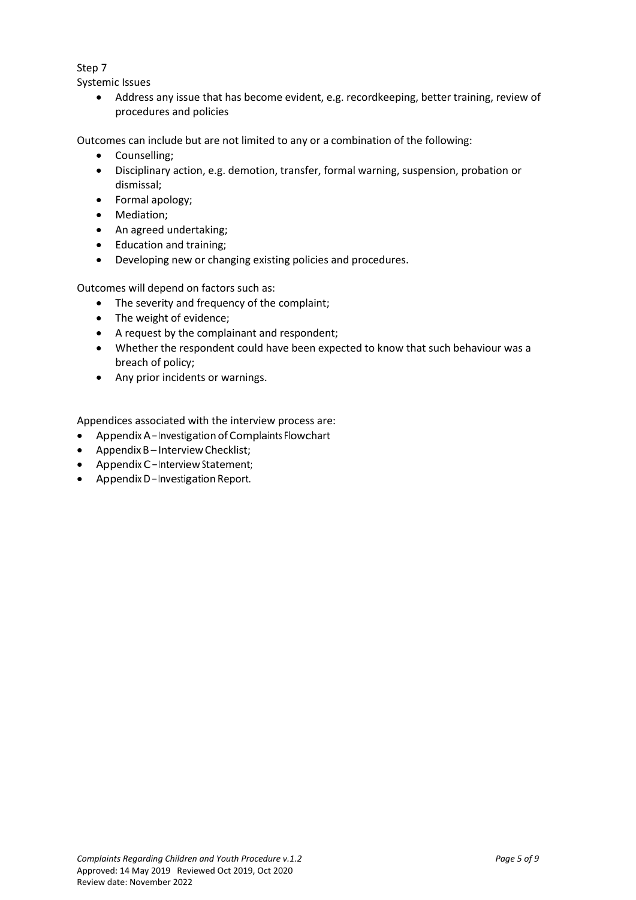Step 7

Systemic Issues

- Address any issue that has become evident, e.g. recordkeeping, better training, review of procedures and policies

Outcomes can include but are not limited to any or a combination of the following:

- Counselling;
- Disciplinary action, e.g. demotion, transfer, formal warning, suspension, probation or dismissal;
- Formal apology;
- Mediation;
- An agreed undertaking;
- Education and training;
- Developing new or changing existing policies and procedures.

Outcomes will depend on factors such as:

- The severity and frequency of the complaint;
- The weight of evidence;
- A request by the complainant and respondent;
- Whether the respondent could have been expected to know that such behaviour was a breach of policy;
- Any prior incidents or warnings.

Appendices associated with the interview process are:

- Appendix A – Investigation of Complaints Flowchart
- Appendix B – Interview Checklist;
- Appendix C – Interview Statement;
- Appendix D – Investigation Report.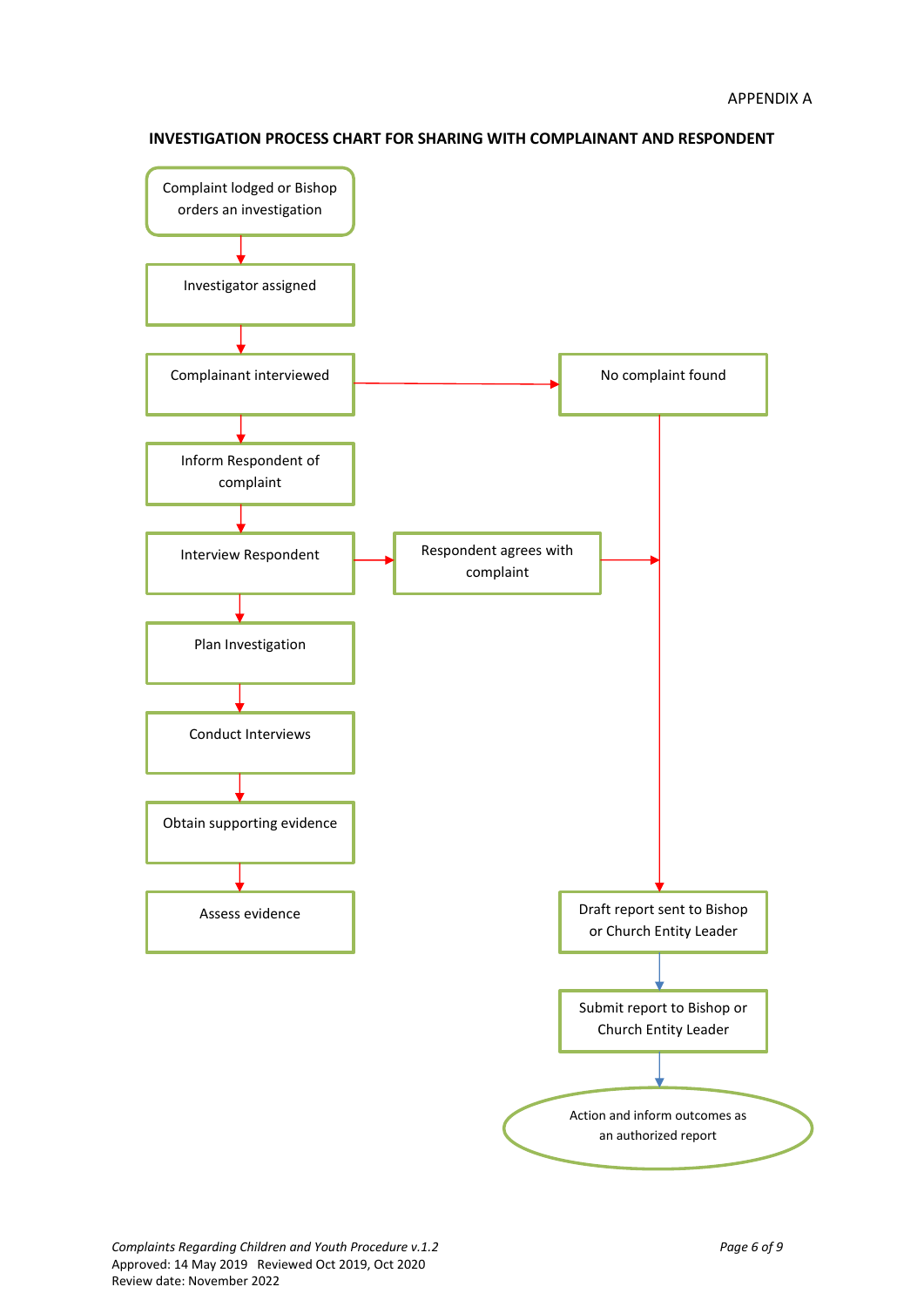APPENDIX A

**INVESTIGATION PROCESS CHART FOR SHARING WITH COMPLAINANT AND RESPONDENT**

Complaint lodged or Bishop orders an investigation

Investigator assigned

Complainant interviewed

No complaint found

Inform Respondent of complaint

Interview Respondent

Respondent agrees with complaint

Plan Investigation

Conduct Interviews

Obtain supporting evidence

Assess evidence

Draft report sent to Bishop or Church Entity Leader

Submit report to Bishop or Church Entity Leader

Action and inform outcomes as an authorized report

*Complaints Regarding Children and Youth Procedure v.1.2*
Approved: 14 May 2019 Reviewed Oct 2019, Oct 2020
Review date: November 2022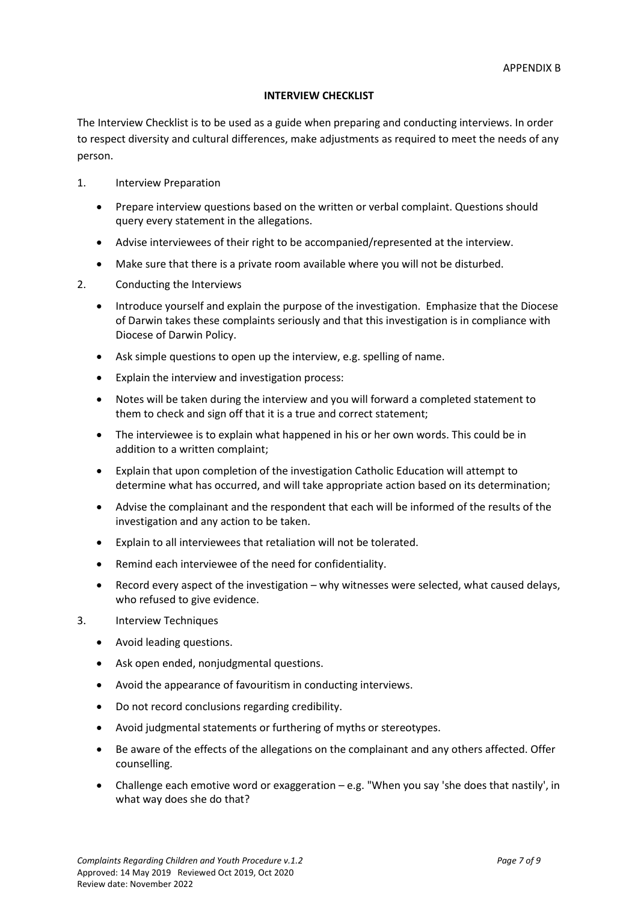APPENDIX B

## INTERVIEW CHECKLIST

The Interview Checklist is to be used as a guide when preparing and conducting interviews. In order to respect diversity and cultural differences, make adjustments as required to meet the needs of any person.

1. Interview Preparation

   - Prepare interview questions based on the written or verbal complaint. Questions should query every statement in the allegations.
   - Advise interviewees of their right to be accompanied/represented at the interview.
   - Make sure that there is a private room available where you will not be disturbed.

2. Conducting the Interviews

   - Introduce yourself and explain the purpose of the investigation. Emphasize that the Diocese of Darwin takes these complaints seriously and that this investigation is in compliance with Diocese of Darwin Policy.
   - Ask simple questions to open up the interview, e.g. spelling of name.
   - Explain the interview and investigation process:
   - Notes will be taken during the interview and you will forward a completed statement to them to check and sign off that it is a true and correct statement;
   - The interviewee is to explain what happened in his or her own words. This could be in addition to a written complaint;
   - Explain that upon completion of the investigation Catholic Education will attempt to determine what has occurred, and will take appropriate action based on its determination;
   - Advise the complainant and the respondent that each will be informed of the results of the investigation and any action to be taken.
   - Explain to all interviewees that retaliation will not be tolerated.
   - Remind each interviewee of the need for confidentiality.
   - Record every aspect of the investigation – why witnesses were selected, what caused delays, who refused to give evidence.

3. Interview Techniques

   - Avoid leading questions.
   - Ask open ended, nonjudgmental questions.
   - Avoid the appearance of favouritism in conducting interviews.
   - Do not record conclusions regarding credibility.
   - Avoid judgmental statements or furthering of myths or stereotypes.
   - Be aware of the effects of the allegations on the complainant and any others affected. Offer counselling.
   - Challenge each emotive word or exaggeration – e.g. "When you say 'she does that nastily', in what way does she do that?

*Complaints Regarding Children and Youth Procedure v.1.2*
Approved: 14 May 2019 Reviewed Oct 2019, Oct 2020
Review date: November 2022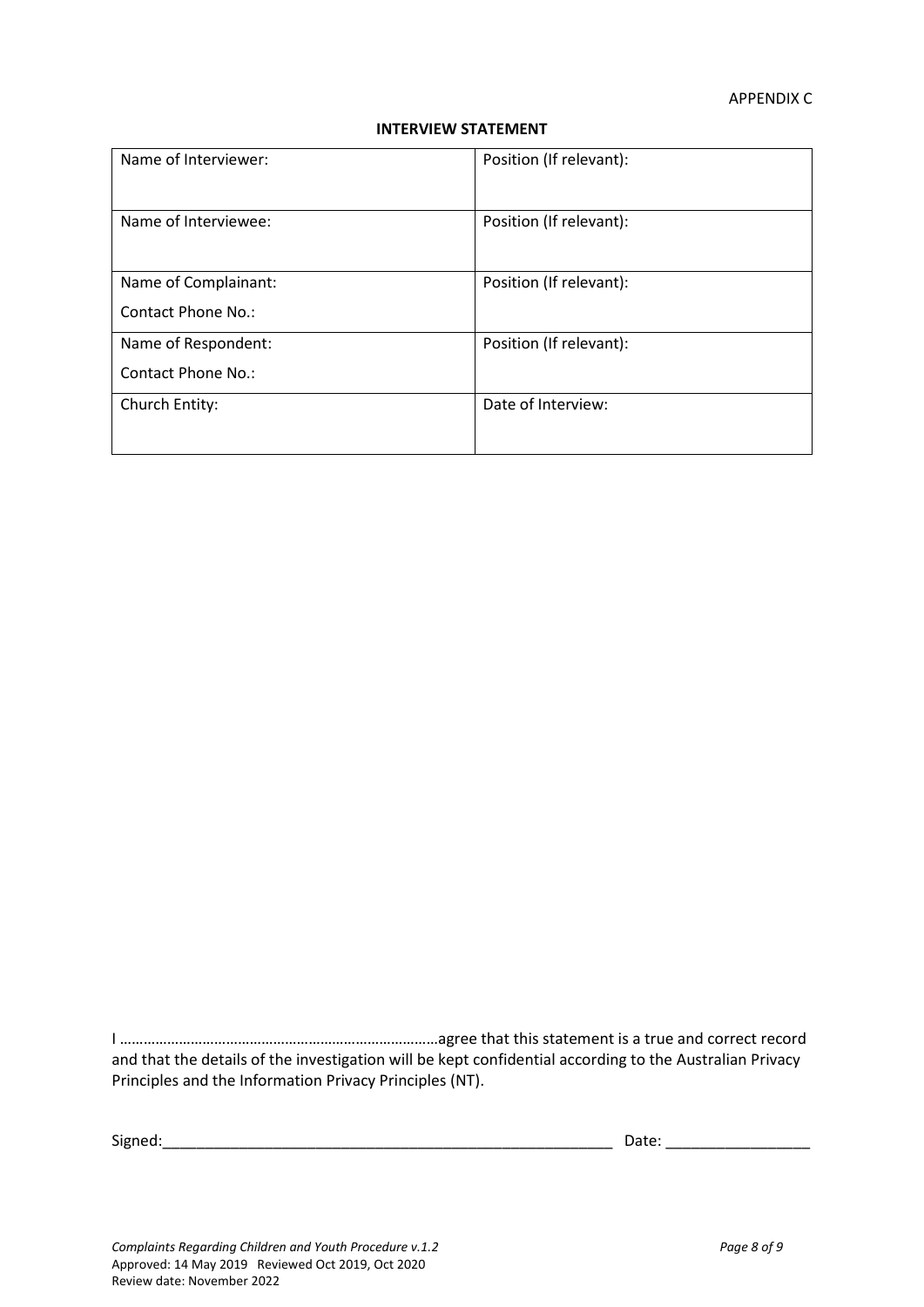APPENDIX C

**INTERVIEW STATEMENT**

| | |
|---|---|
| Name of Interviewer: | Position (If relevant): |
| Name of Interviewee: | Position (If relevant): |
| Name of Complainant:<br>Contact Phone No.: | Position (If relevant): |
| Name of Respondent:<br>Contact Phone No.: | Position (If relevant): |
| Church Entity: | Date of Interview: |

I ……………………………………………………………………agree that this statement is a true and correct record and that the details of the investigation will be kept confidential according to the Australian Privacy Principles and the Information Privacy Principles (NT).

Signed:_______________________________________________________ Date: _________________

*Complaints Regarding Children and Youth Procedure v.1.2*
Approved: 14 May 2019 Reviewed Oct 2019, Oct 2020
Review date: November 2022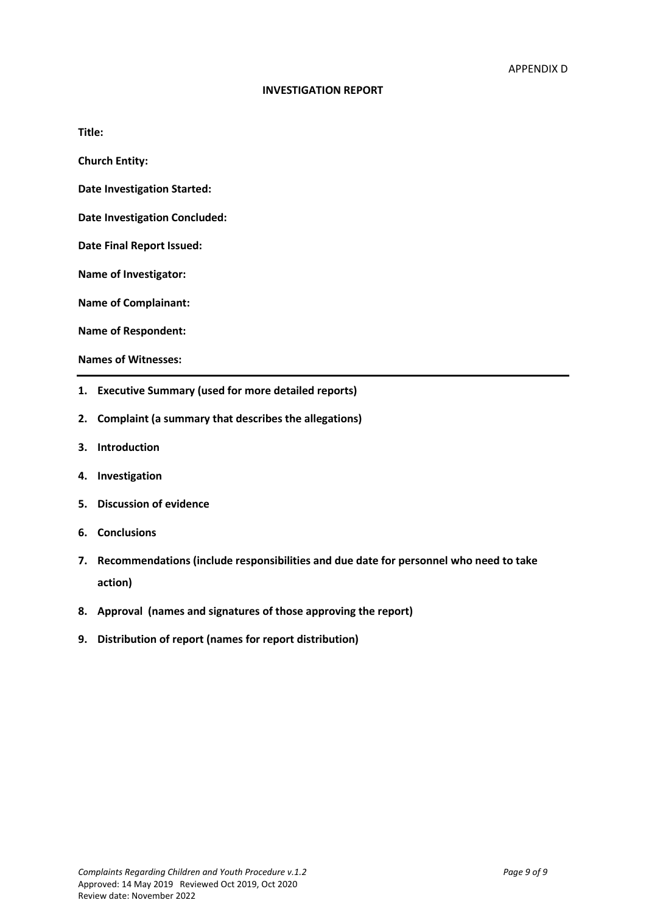APPENDIX D

# INVESTIGATION REPORT

**Title:**

**Church Entity:**

**Date Investigation Started:**

**Date Investigation Concluded:**

**Date Final Report Issued:**

**Name of Investigator:**

**Name of Complainant:**

**Name of Respondent:**

**Names of Witnesses:**

---

1. **Executive Summary (used for more detailed reports)**
2. **Complaint (a summary that describes the allegations)**
3. **Introduction**
4. **Investigation**
5. **Discussion of evidence**
6. **Conclusions**
7. **Recommendations (include responsibilities and due date for personnel who need to take action)**
8. **Approval (names and signatures of those approving the report)**
9. **Distribution of report (names for report distribution)**

*Complaints Regarding Children and Youth Procedure v.1.2*
Approved: 14 May 2019 Reviewed Oct 2019, Oct 2020
Review date: November 2022